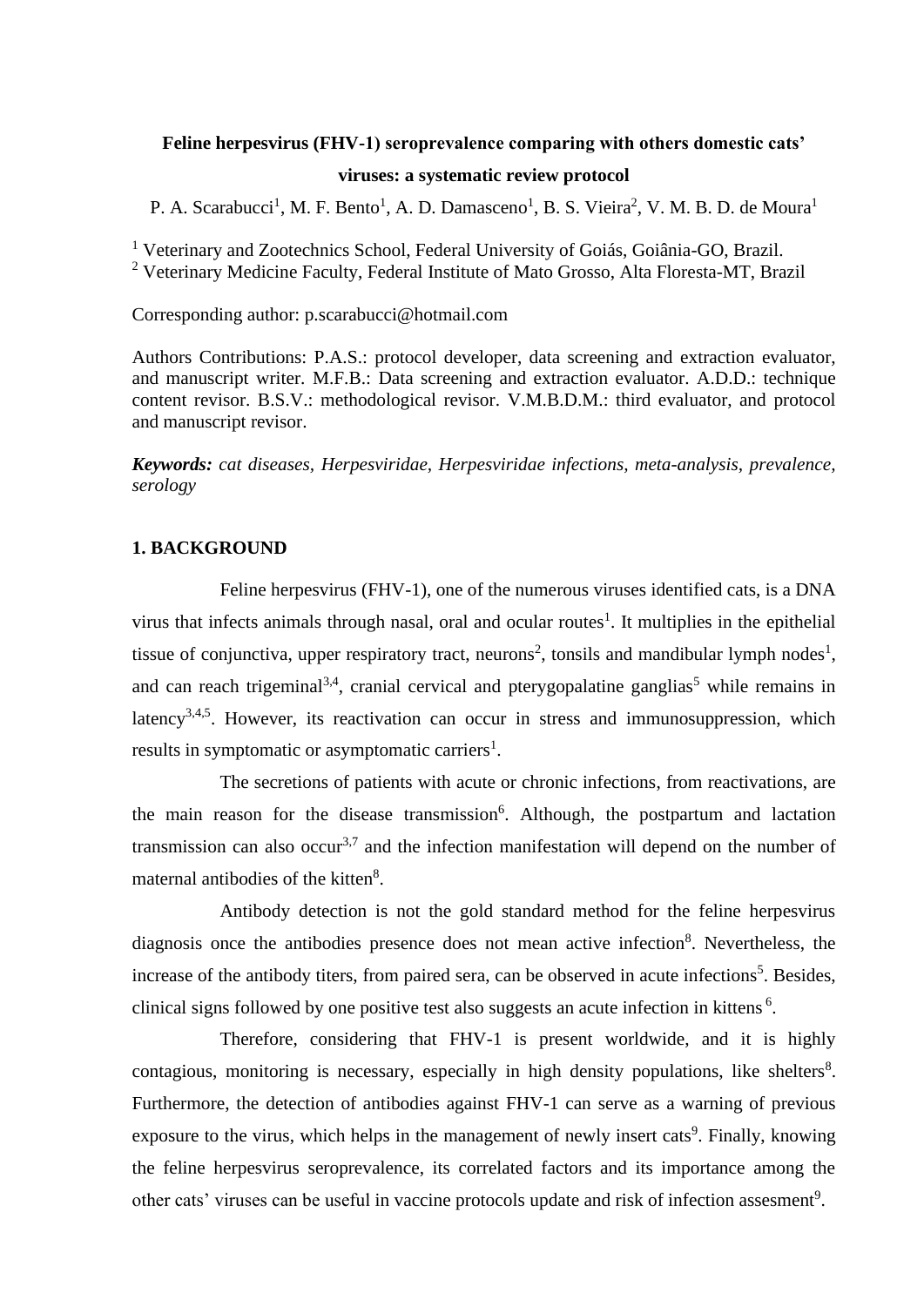# Feline herpesvirus (FHV-1) seroprevalence comparing with others domestic cats' viruses: a systematic review protocol

P. A. Scarabucci[1], M. F. Bento[1], A. D. Damasceno[1], B. S. Vieira[2], V. M. B. D. de Moura[1]

[1] Veterinary and Zootechnics School, Federal University of Goiás, Goiânia-GO, Brazil.
[2] Veterinary Medicine Faculty, Federal Institute of Mato Grosso, Alta Floresta-MT, Brazil

Corresponding author: p.scarabucci@hotmail.com

Authors Contributions: P.A.S.: protocol developer, data screening and extraction evaluator, and manuscript writer. M.F.B.: Data screening and extraction evaluator. A.D.D.: technique content revisor. B.S.V.: methodological revisor. V.M.B.D.M.: third evaluator, and protocol and manuscript revisor.

***Keywords:*** *cat diseases, Herpesviridae, Herpesviridae infections, meta-analysis, prevalence, serology*

## 1. BACKGROUND

Feline herpesvirus (FHV-1), one of the numerous viruses identified cats, is a DNA virus that infects animals through nasal, oral and ocular routes[1]. It multiplies in the epithelial tissue of conjunctiva, upper respiratory tract, neurons[2], tonsils and mandibular lymph nodes[1], and can reach trigeminal[3,4], cranial cervical and pterygopalatine ganglias[5] while remains in latency[3,4,5]. However, its reactivation can occur in stress and immunosuppression, which results in symptomatic or asymptomatic carriers[1].

The secretions of patients with acute or chronic infections, from reactivations, are the main reason for the disease transmission[6]. Although, the postpartum and lactation transmission can also occur[3,7] and the infection manifestation will depend on the number of maternal antibodies of the kitten[8].

Antibody detection is not the gold standard method for the feline herpesvirus diagnosis once the antibodies presence does not mean active infection[8]. Nevertheless, the increase of the antibody titers, from paired sera, can be observed in acute infections[5]. Besides, clinical signs followed by one positive test also suggests an acute infection in kittens [6].

Therefore, considering that FHV-1 is present worldwide, and it is highly contagious, monitoring is necessary, especially in high density populations, like shelters[8]. Furthermore, the detection of antibodies against FHV-1 can serve as a warning of previous exposure to the virus, which helps in the management of newly insert cats[9]. Finally, knowing the feline herpesvirus seroprevalence, its correlated factors and its importance among the other cats' viruses can be useful in vaccine protocols update and risk of infection assesment[9].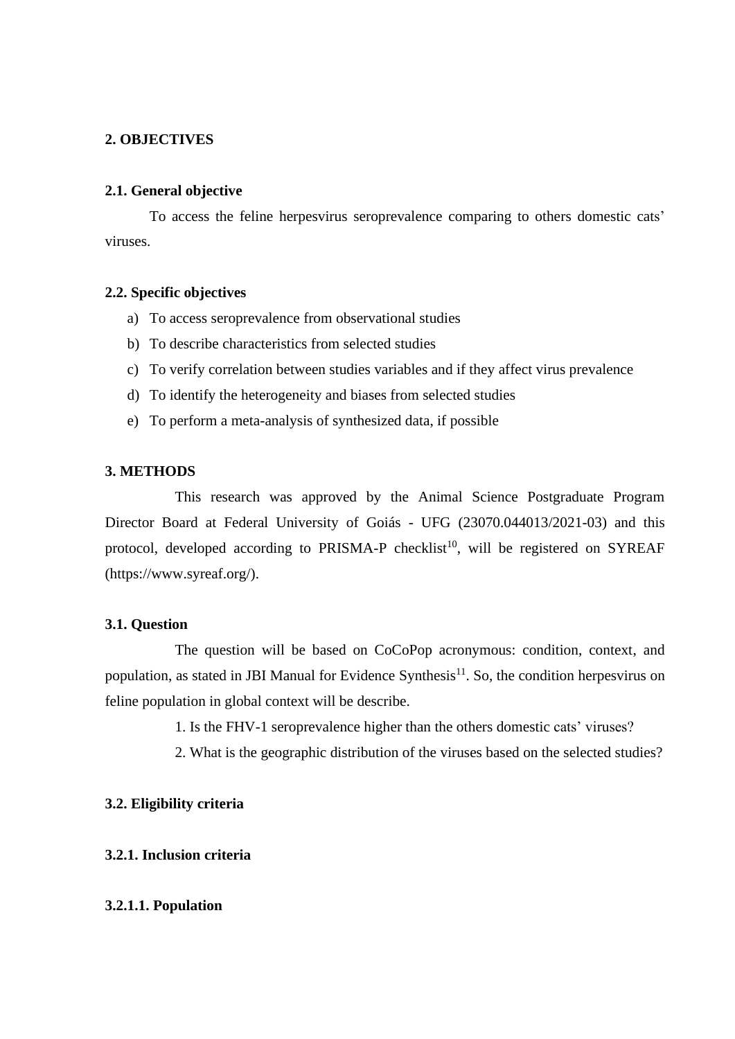## 2. OBJECTIVES

### 2.1. General objective

To access the feline herpesvirus seroprevalence comparing to others domestic cats' viruses.

### 2.2. Specific objectives

a) To access seroprevalence from observational studies
b) To describe characteristics from selected studies
c) To verify correlation between studies variables and if they affect virus prevalence
d) To identify the heterogeneity and biases from selected studies
e) To perform a meta-analysis of synthesized data, if possible

## 3. METHODS

This research was approved by the Animal Science Postgraduate Program Director Board at Federal University of Goiás - UFG (23070.044013/2021-03) and this protocol, developed according to PRISMA-P checklist[10], will be registered on SYREAF (https://www.syreaf.org/).

### 3.1. Question

The question will be based on CoCoPop acronymous: condition, context, and population, as stated in JBI Manual for Evidence Synthesis[11]. So, the condition herpesvirus on feline population in global context will be describe.

1. Is the FHV-1 seroprevalence higher than the others domestic cats' viruses?

2. What is the geographic distribution of the viruses based on the selected studies?

### 3.2. Eligibility criteria

#### 3.2.1. Inclusion criteria

##### 3.2.1.1. Population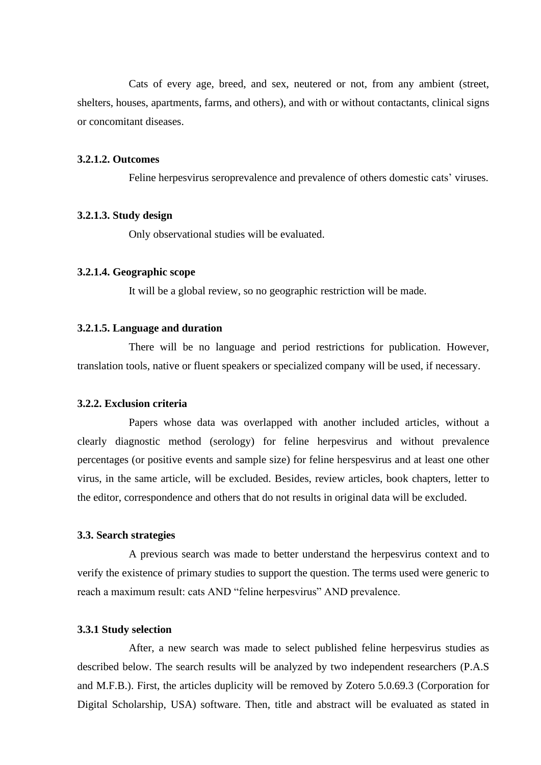Cats of every age, breed, and sex, neutered or not, from any ambient (street, shelters, houses, apartments, farms, and others), and with or without contactants, clinical signs or concomitant diseases.

#### 3.2.1.2. Outcomes

Feline herpesvirus seroprevalence and prevalence of others domestic cats' viruses.

#### 3.2.1.3. Study design

Only observational studies will be evaluated.

#### 3.2.1.4. Geographic scope

It will be a global review, so no geographic restriction will be made.

#### 3.2.1.5. Language and duration

There will be no language and period restrictions for publication. However, translation tools, native or fluent speakers or specialized company will be used, if necessary.

### 3.2.2. Exclusion criteria

Papers whose data was overlapped with another included articles, without a clearly diagnostic method (serology) for feline herpesvirus and without prevalence percentages (or positive events and sample size) for feline herspesvirus and at least one other virus, in the same article, will be excluded. Besides, review articles, book chapters, letter to the editor, correspondence and others that do not results in original data will be excluded.

## 3.3. Search strategies

A previous search was made to better understand the herpesvirus context and to verify the existence of primary studies to support the question. The terms used were generic to reach a maximum result: cats AND "feline herpesvirus" AND prevalence.

### 3.3.1 Study selection

After, a new search was made to select published feline herpesvirus studies as described below. The search results will be analyzed by two independent researchers (P.A.S and M.F.B.). First, the articles duplicity will be removed by Zotero 5.0.69.3 (Corporation for Digital Scholarship, USA) software. Then, title and abstract will be evaluated as stated in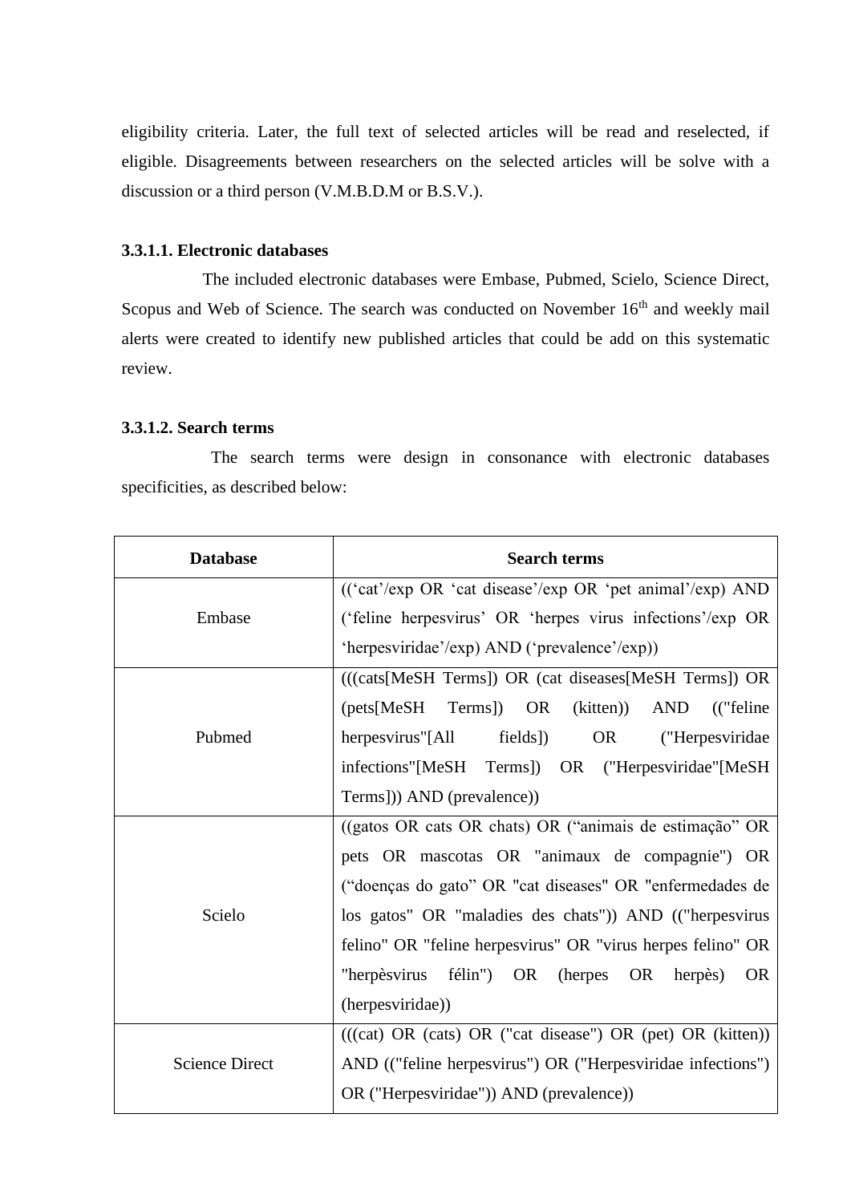eligibility criteria. Later, the full text of selected articles will be read and reselected, if eligible. Disagreements between researchers on the selected articles will be solve with a discussion or a third person (V.M.B.D.M or B.S.V.).

#### 3.3.1.1. Electronic databases

The included electronic databases were Embase, Pubmed, Scielo, Science Direct, Scopus and Web of Science. The search was conducted on November 16th and weekly mail alerts were created to identify new published articles that could be add on this systematic review.

#### 3.3.1.2. Search terms

The search terms were design in consonance with electronic databases specificities, as described below:

| Database | Search terms |
|---|---|
| Embase | ((‘cat’/exp OR ‘cat disease’/exp OR ‘pet animal’/exp) AND (‘feline herpesvirus’ OR ‘herpes virus infections’/exp OR ‘herpesviridae’/exp) AND (‘prevalence’/exp)) |
| Pubmed | (((cats[MeSH Terms]) OR (cat diseases[MeSH Terms]) OR (pets[MeSH Terms]) OR (kitten)) AND (("feline herpesvirus"[All fields]) OR ("Herpesviridae infections"[MeSH Terms]) OR ("Herpesviridae"[MeSH Terms])) AND (prevalence)) |
| Scielo | ((gatos OR cats OR chats) OR (“animais de estimação” OR pets OR mascotas OR "animaux de compagnie") OR (“doenças do gato” OR "cat diseases" OR "enfermedades de los gatos" OR "maladies des chats")) AND (("herpesvirus felino" OR "feline herpesvirus" OR "virus herpes felino" OR "herpèsvirus félin") OR (herpes OR herpès) OR (herpesviridae)) |
| Science Direct | (((cat) OR (cats) OR ("cat disease") OR (pet) OR (kitten)) AND (("feline herpesvirus") OR ("Herpesviridae infections") OR ("Herpesviridae")) AND (prevalence)) |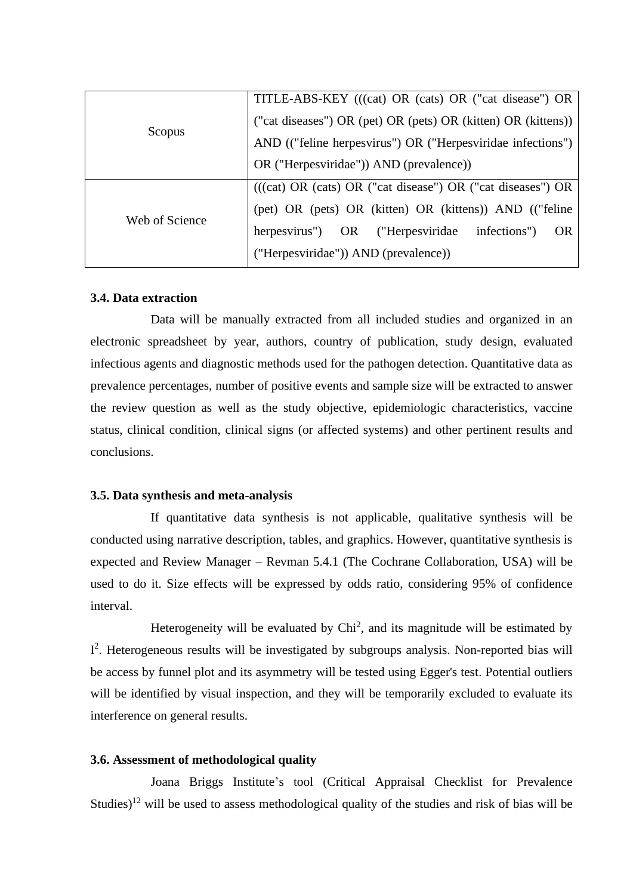| | |
|---|---|
| Scopus | TITLE-ABS-KEY (((cat) OR (cats) OR ("cat disease") OR ("cat diseases") OR (pet) OR (pets) OR (kitten) OR (kittens)) AND (("feline herpesvirus") OR ("Herpesviridae infections") OR ("Herpesviridae")) AND (prevalence)) |
| Web of Science | (((cat) OR (cats) OR ("cat disease") OR ("cat diseases") OR (pet) OR (pets) OR (kitten) OR (kittens)) AND (("feline herpesvirus") OR ("Herpesviridae infections") OR ("Herpesviridae")) AND (prevalence)) |

### 3.4. Data extraction

Data will be manually extracted from all included studies and organized in an electronic spreadsheet by year, authors, country of publication, study design, evaluated infectious agents and diagnostic methods used for the pathogen detection. Quantitative data as prevalence percentages, number of positive events and sample size will be extracted to answer the review question as well as the study objective, epidemiologic characteristics, vaccine status, clinical condition, clinical signs (or affected systems) and other pertinent results and conclusions.

### 3.5. Data synthesis and meta-analysis

If quantitative data synthesis is not applicable, qualitative synthesis will be conducted using narrative description, tables, and graphics. However, quantitative synthesis is expected and Review Manager – Revman 5.4.1 (The Cochrane Collaboration, USA) will be used to do it. Size effects will be expressed by odds ratio, considering 95% of confidence interval.

Heterogeneity will be evaluated by $Chi^2$, and its magnitude will be estimated by $I^2$. Heterogeneous results will be investigated by subgroups analysis. Non-reported bias will be access by funnel plot and its asymmetry will be tested using Egger's test. Potential outliers will be identified by visual inspection, and they will be temporarily excluded to evaluate its interference on general results.

### 3.6. Assessment of methodological quality

Joana Briggs Institute's tool (Critical Appraisal Checklist for Prevalence Studies)[12] will be used to assess methodological quality of the studies and risk of bias will be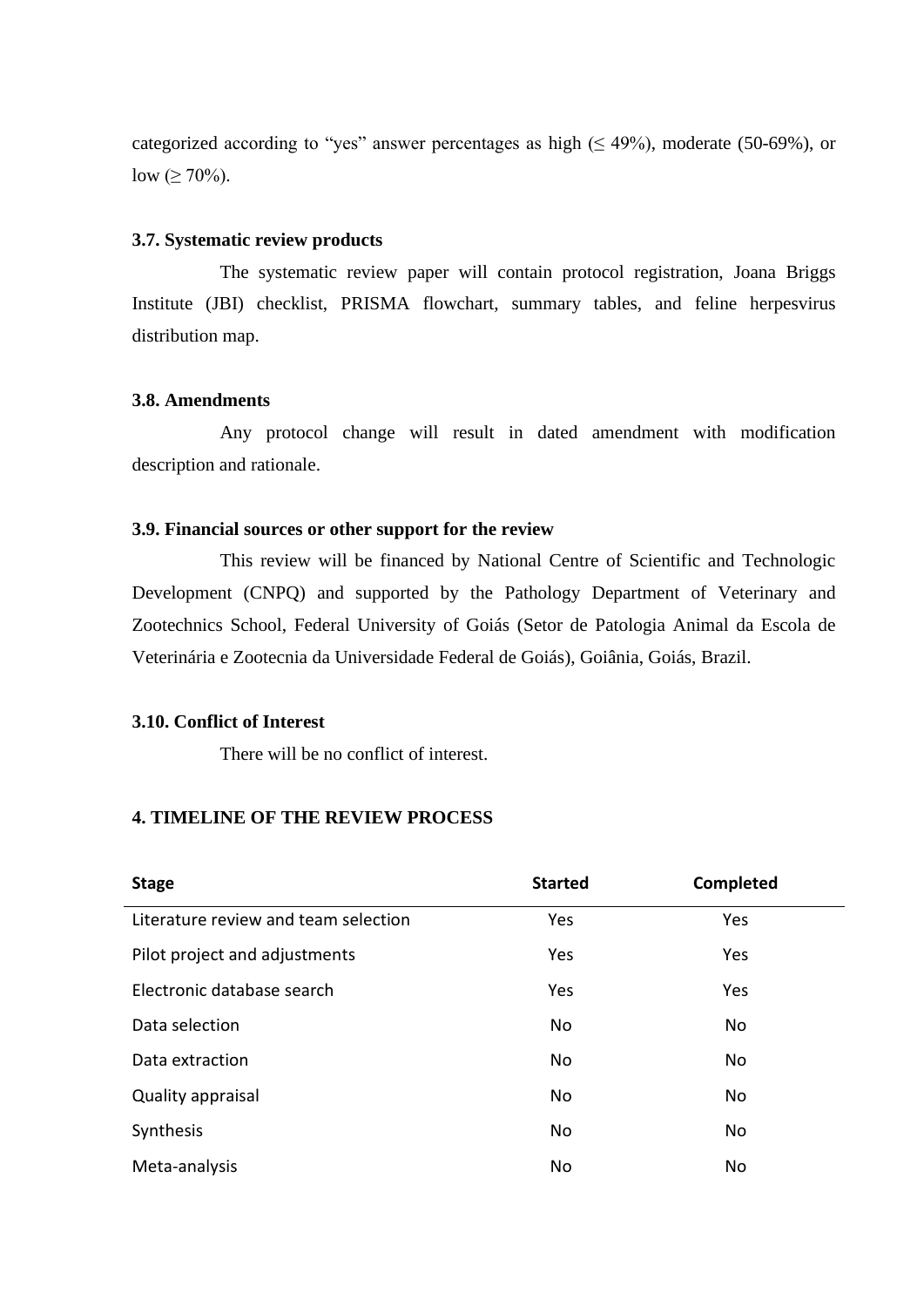categorized according to "yes" answer percentages as high (≤ 49%), moderate (50-69%), or low (≥ 70%).

### 3.7. Systematic review products

The systematic review paper will contain protocol registration, Joana Briggs Institute (JBI) checklist, PRISMA flowchart, summary tables, and feline herpesvirus distribution map.

### 3.8. Amendments

Any protocol change will result in dated amendment with modification description and rationale.

### 3.9. Financial sources or other support for the review

This review will be financed by National Centre of Scientific and Technologic Development (CNPQ) and supported by the Pathology Department of Veterinary and Zootechnics School, Federal University of Goiás (Setor de Patologia Animal da Escola de Veterinária e Zootecnia da Universidade Federal de Goiás), Goiânia, Goiás, Brazil.

### 3.10. Conflict of Interest

There will be no conflict of interest.

## 4. TIMELINE OF THE REVIEW PROCESS

| Stage | Started | Completed |
|---|---|---|
| Literature review and team selection | Yes | Yes |
| Pilot project and adjustments | Yes | Yes |
| Electronic database search | Yes | Yes |
| Data selection | No | No |
| Data extraction | No | No |
| Quality appraisal | No | No |
| Synthesis | No | No |
| Meta-analysis | No | No |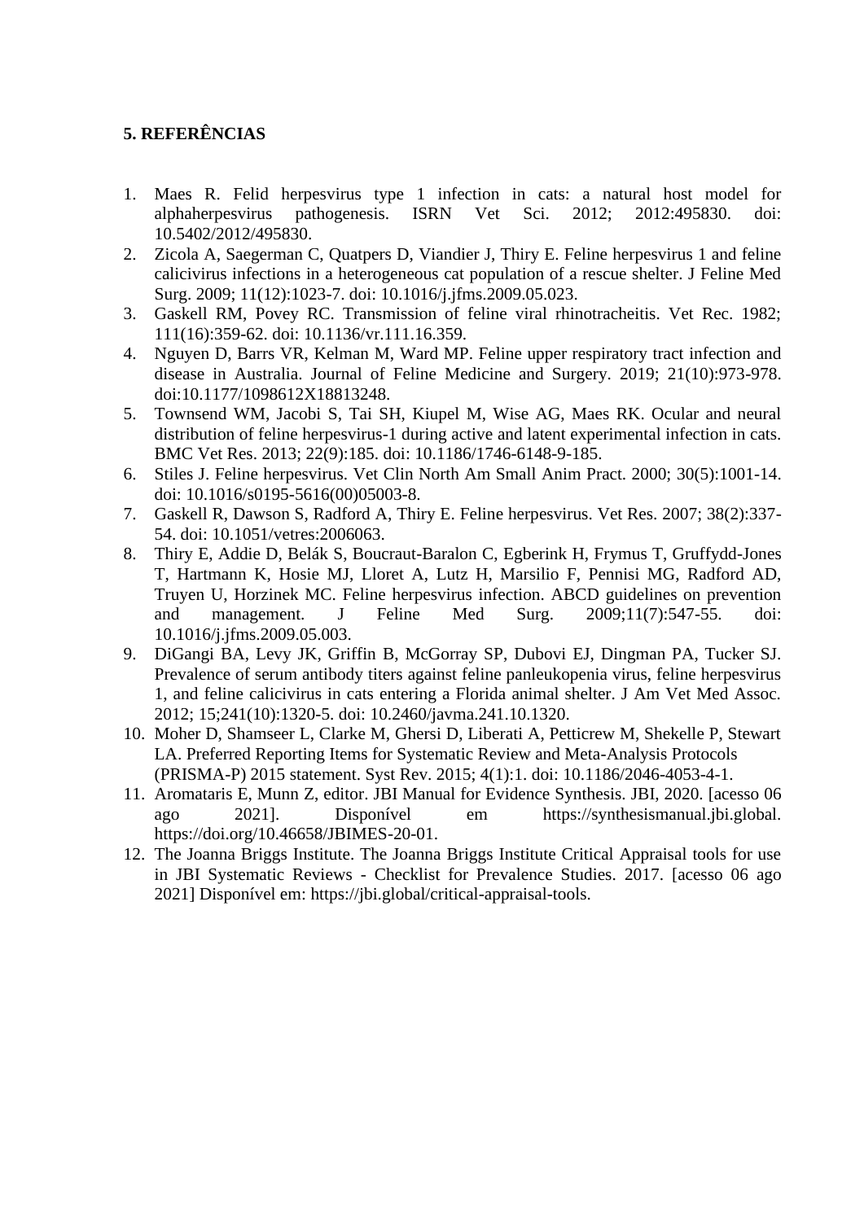## 5. REFERÊNCIAS

1. Maes R. Felid herpesvirus type 1 infection in cats: a natural host model for alphaherpesvirus pathogenesis. ISRN Vet Sci. 2012; 2012:495830. doi: 10.5402/2012/495830.
2. Zicola A, Saegerman C, Quatpers D, Viandier J, Thiry E. Feline herpesvirus 1 and feline calicivirus infections in a heterogeneous cat population of a rescue shelter. J Feline Med Surg. 2009; 11(12):1023-7. doi: 10.1016/j.jfms.2009.05.023.
3. Gaskell RM, Povey RC. Transmission of feline viral rhinotracheitis. Vet Rec. 1982; 111(16):359-62. doi: 10.1136/vr.111.16.359.
4. Nguyen D, Barrs VR, Kelman M, Ward MP. Feline upper respiratory tract infection and disease in Australia. Journal of Feline Medicine and Surgery. 2019; 21(10):973-978. doi:10.1177/1098612X18813248.
5. Townsend WM, Jacobi S, Tai SH, Kiupel M, Wise AG, Maes RK. Ocular and neural distribution of feline herpesvirus-1 during active and latent experimental infection in cats. BMC Vet Res. 2013; 22(9):185. doi: 10.1186/1746-6148-9-185.
6. Stiles J. Feline herpesvirus. Vet Clin North Am Small Anim Pract. 2000; 30(5):1001-14. doi: 10.1016/s0195-5616(00)05003-8.
7. Gaskell R, Dawson S, Radford A, Thiry E. Feline herpesvirus. Vet Res. 2007; 38(2):337-54. doi: 10.1051/vetres:2006063.
8. Thiry E, Addie D, Belák S, Boucraut-Baralon C, Egberink H, Frymus T, Gruffydd-Jones T, Hartmann K, Hosie MJ, Lloret A, Lutz H, Marsilio F, Pennisi MG, Radford AD, Truyen U, Horzinek MC. Feline herpesvirus infection. ABCD guidelines on prevention and management. J Feline Med Surg. 2009;11(7):547-55. doi: 10.1016/j.jfms.2009.05.003.
9. DiGangi BA, Levy JK, Griffin B, McGorray SP, Dubovi EJ, Dingman PA, Tucker SJ. Prevalence of serum antibody titers against feline panleukopenia virus, feline herpesvirus 1, and feline calicivirus in cats entering a Florida animal shelter. J Am Vet Med Assoc. 2012; 15;241(10):1320-5. doi: 10.2460/javma.241.10.1320.
10. Moher D, Shamseer L, Clarke M, Ghersi D, Liberati A, Petticrew M, Shekelle P, Stewart LA. Preferred Reporting Items for Systematic Review and Meta-Analysis Protocols (PRISMA-P) 2015 statement. Syst Rev. 2015; 4(1):1. doi: 10.1186/2046-4053-4-1.
11. Aromataris E, Munn Z, editor. JBI Manual for Evidence Synthesis. JBI, 2020. [acesso 06 ago 2021]. Disponível em https://synthesismanual.jbi.global. https://doi.org/10.46658/JBIMES-20-01.
12. The Joanna Briggs Institute. The Joanna Briggs Institute Critical Appraisal tools for use in JBI Systematic Reviews - Checklist for Prevalence Studies. 2017. [acesso 06 ago 2021] Disponível em: https://jbi.global/critical-appraisal-tools.